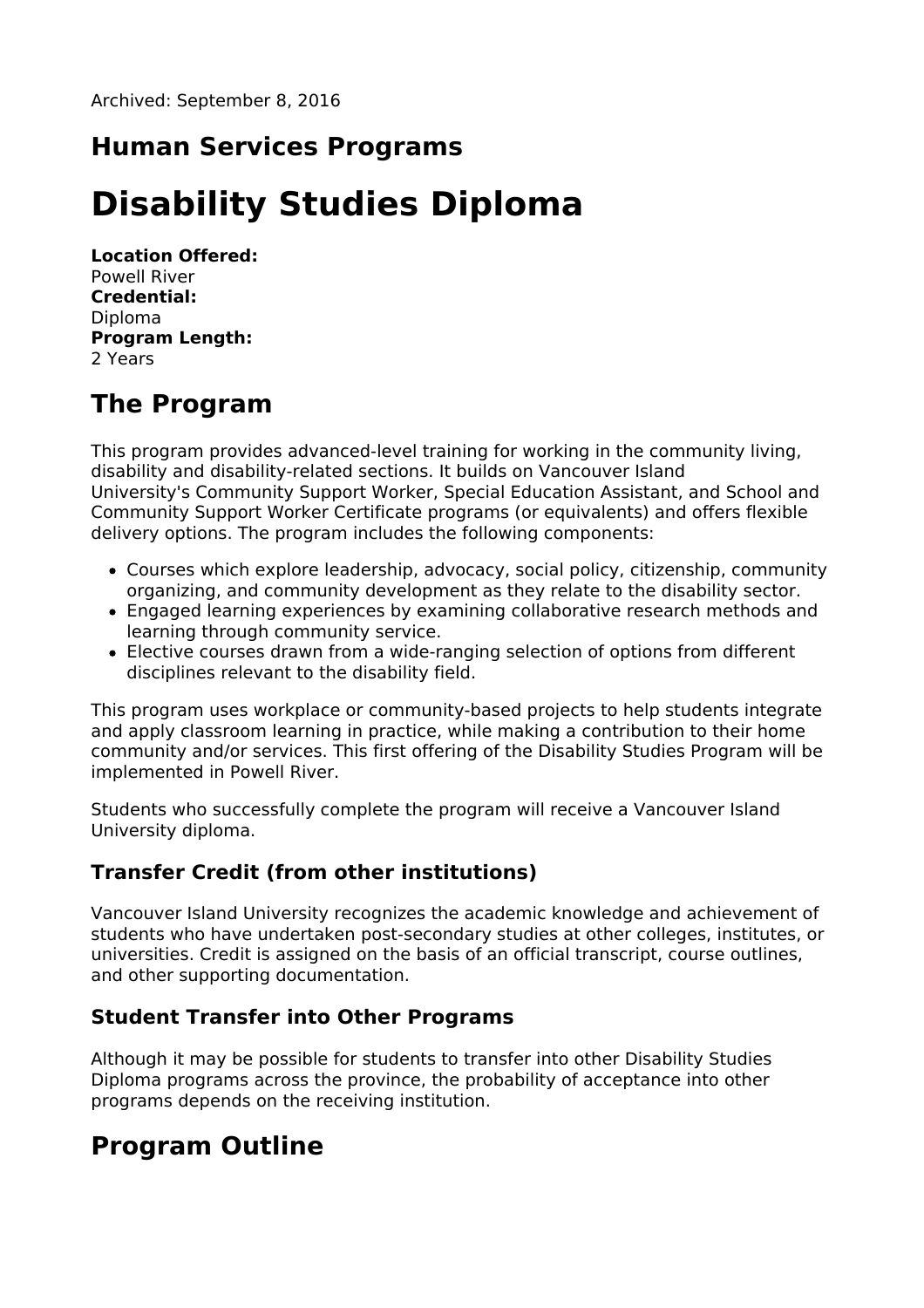Archived: September 8, 2016

## Human Services Programs

# Disability Studies Diploma

**Location Offered:**
Powell River
**Credential:**
Diploma
**Program Length:**
2 Years

# The Program

This program provides advanced-level training for working in the community living, disability and disability-related sections. It builds on Vancouver Island University's Community Support Worker, Special Education Assistant, and School and Community Support Worker Certificate programs (or equivalents) and offers flexible delivery options. The program includes the following components:

- Courses which explore leadership, advocacy, social policy, citizenship, community organizing, and community development as they relate to the disability sector.
- Engaged learning experiences by examining collaborative research methods and learning through community service.
- Elective courses drawn from a wide-ranging selection of options from different disciplines relevant to the disability field.

This program uses workplace or community-based projects to help students integrate and apply classroom learning in practice, while making a contribution to their home community and/or services. This first offering of the Disability Studies Program will be implemented in Powell River.

Students who successfully complete the program will receive a Vancouver Island University diploma.

### Transfer Credit (from other institutions)

Vancouver Island University recognizes the academic knowledge and achievement of students who have undertaken post-secondary studies at other colleges, institutes, or universities. Credit is assigned on the basis of an official transcript, course outlines, and other supporting documentation.

### Student Transfer into Other Programs

Although it may be possible for students to transfer into other Disability Studies Diploma programs across the province, the probability of acceptance into other programs depends on the receiving institution.

# Program Outline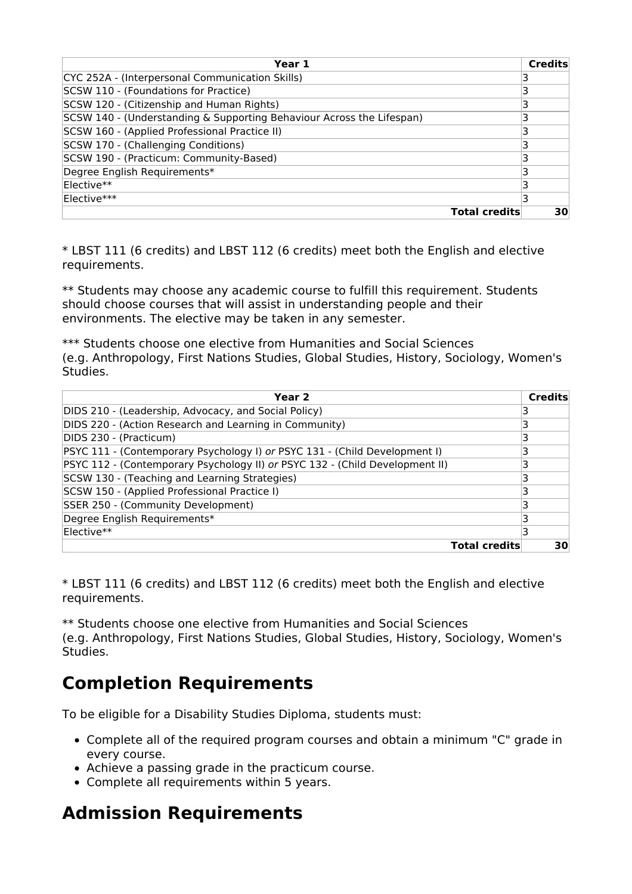| Year 1 | Credits |
|---|---|
| CYC 252A - (Interpersonal Communication Skills) | 3 |
| SCSW 110 - (Foundations for Practice) | 3 |
| SCSW 120 - (Citizenship and Human Rights) | 3 |
| SCSW 140 - (Understanding & Supporting Behaviour Across the Lifespan) | 3 |
| SCSW 160 - (Applied Professional Practice II) | 3 |
| SCSW 170 - (Challenging Conditions) | 3 |
| SCSW 190 - (Practicum: Community-Based) | 3 |
| Degree English Requirements* | 3 |
| Elective** | 3 |
| Elective*** | 3 |
| **Total credits** | **30** |

* LBST 111 (6 credits) and LBST 112 (6 credits) meet both the English and elective requirements.

** Students may choose any academic course to fulfill this requirement. Students should choose courses that will assist in understanding people and their environments. The elective may be taken in any semester.

*** Students choose one elective from Humanities and Social Sciences (e.g. Anthropology, First Nations Studies, Global Studies, History, Sociology, Women's Studies.

| Year 2 | Credits |
|---|---|
| DIDS 210 - (Leadership, Advocacy, and Social Policy) | 3 |
| DIDS 220 - (Action Research and Learning in Community) | 3 |
| DIDS 230 - (Practicum) | 3 |
| PSYC 111 - (Contemporary Psychology I) *or* PSYC 131 - (Child Development I) | 3 |
| PSYC 112 - (Contemporary Psychology II) *or* PSYC 132 - (Child Development II) | 3 |
| SCSW 130 - (Teaching and Learning Strategies) | 3 |
| SCSW 150 - (Applied Professional Practice I) | 3 |
| SSER 250 - (Community Development) | 3 |
| Degree English Requirements* | 3 |
| Elective** | 3 |
| **Total credits** | **30** |

* LBST 111 (6 credits) and LBST 112 (6 credits) meet both the English and elective requirements.

** Students choose one elective from Humanities and Social Sciences (e.g. Anthropology, First Nations Studies, Global Studies, History, Sociology, Women's Studies.

## Completion Requirements

To be eligible for a Disability Studies Diploma, students must:

- Complete all of the required program courses and obtain a minimum "C" grade in every course.
- Achieve a passing grade in the practicum course.
- Complete all requirements within 5 years.

## Admission Requirements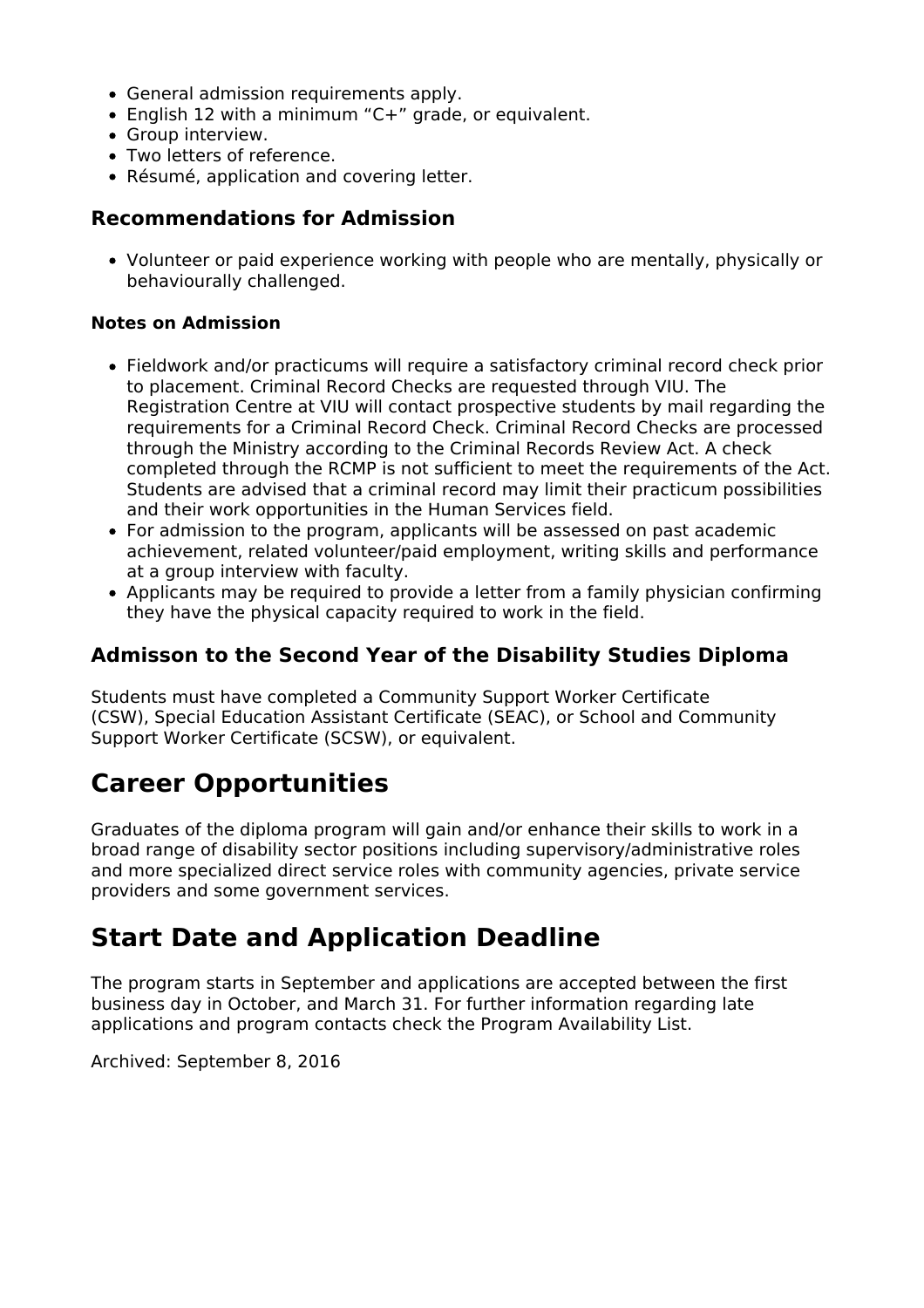- General admission requirements apply.
- English 12 with a minimum “C+” grade, or equivalent.
- Group interview.
- Two letters of reference.
- Résumé, application and covering letter.

### Recommendations for Admission

- Volunteer or paid experience working with people who are mentally, physically or behaviourally challenged.

#### Notes on Admission

- Fieldwork and/or practicums will require a satisfactory criminal record check prior to placement. Criminal Record Checks are requested through VIU. The Registration Centre at VIU will contact prospective students by mail regarding the requirements for a Criminal Record Check. Criminal Record Checks are processed through the Ministry according to the Criminal Records Review Act. A check completed through the RCMP is not sufficient to meet the requirements of the Act. Students are advised that a criminal record may limit their practicum possibilities and their work opportunities in the Human Services field.
- For admission to the program, applicants will be assessed on past academic achievement, related volunteer/paid employment, writing skills and performance at a group interview with faculty.
- Applicants may be required to provide a letter from a family physician confirming they have the physical capacity required to work in the field.

### Admisson to the Second Year of the Disability Studies Diploma

Students must have completed a Community Support Worker Certificate (CSW), Special Education Assistant Certificate (SEAC), or School and Community Support Worker Certificate (SCSW), or equivalent.

## Career Opportunities

Graduates of the diploma program will gain and/or enhance their skills to work in a broad range of disability sector positions including supervisory/administrative roles and more specialized direct service roles with community agencies, private service providers and some government services.

## Start Date and Application Deadline

The program starts in September and applications are accepted between the first business day in October, and March 31. For further information regarding late applications and program contacts check the Program Availability List.

Archived: September 8, 2016